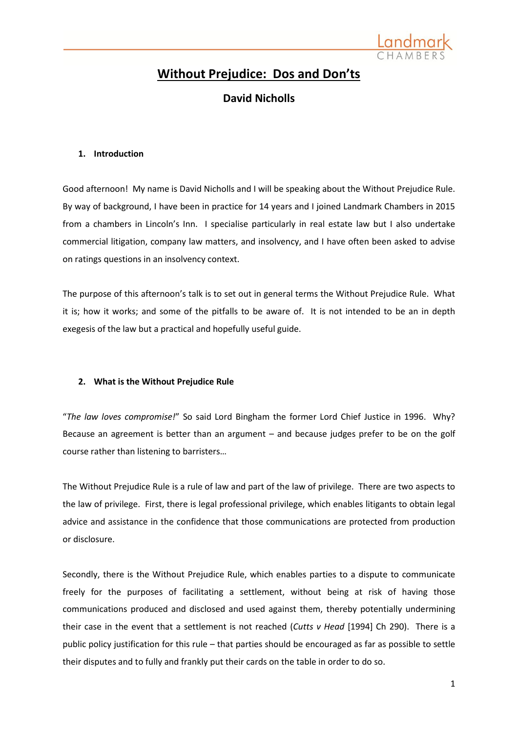# Without Prejudice: Dos and Don'ts

## David Nicholls

### 1. Introduction

Good afternoon! My name is David Nicholls and I will be speaking about the Without Prejudice Rule. By way of background, I have been in practice for 14 years and I joined Landmark Chambers in 2015 from a chambers in Lincoln's Inn. I specialise particularly in real estate law but I also undertake commercial litigation, company law matters, and insolvency, and I have often been asked to advise on ratings questions in an insolvency context.

The purpose of this afternoon's talk is to set out in general terms the Without Prejudice Rule. What it is; how it works; and some of the pitfalls to be aware of. It is not intended to be an in depth exegesis of the law but a practical and hopefully useful guide.

### 2. What is the Without Prejudice Rule

"*The law loves compromise!*" So said Lord Bingham the former Lord Chief Justice in 1996. Why? Because an agreement is better than an argument – and because judges prefer to be on the golf course rather than listening to barristers…

The Without Prejudice Rule is a rule of law and part of the law of privilege. There are two aspects to the law of privilege. First, there is legal professional privilege, which enables litigants to obtain legal advice and assistance in the confidence that those communications are protected from production or disclosure.

Secondly, there is the Without Prejudice Rule, which enables parties to a dispute to communicate freely for the purposes of facilitating a settlement, without being at risk of having those communications produced and disclosed and used against them, thereby potentially undermining their case in the event that a settlement is not reached (*Cutts v Head* [1994] Ch 290). There is a public policy justification for this rule – that parties should be encouraged as far as possible to settle their disputes and to fully and frankly put their cards on the table in order to do so.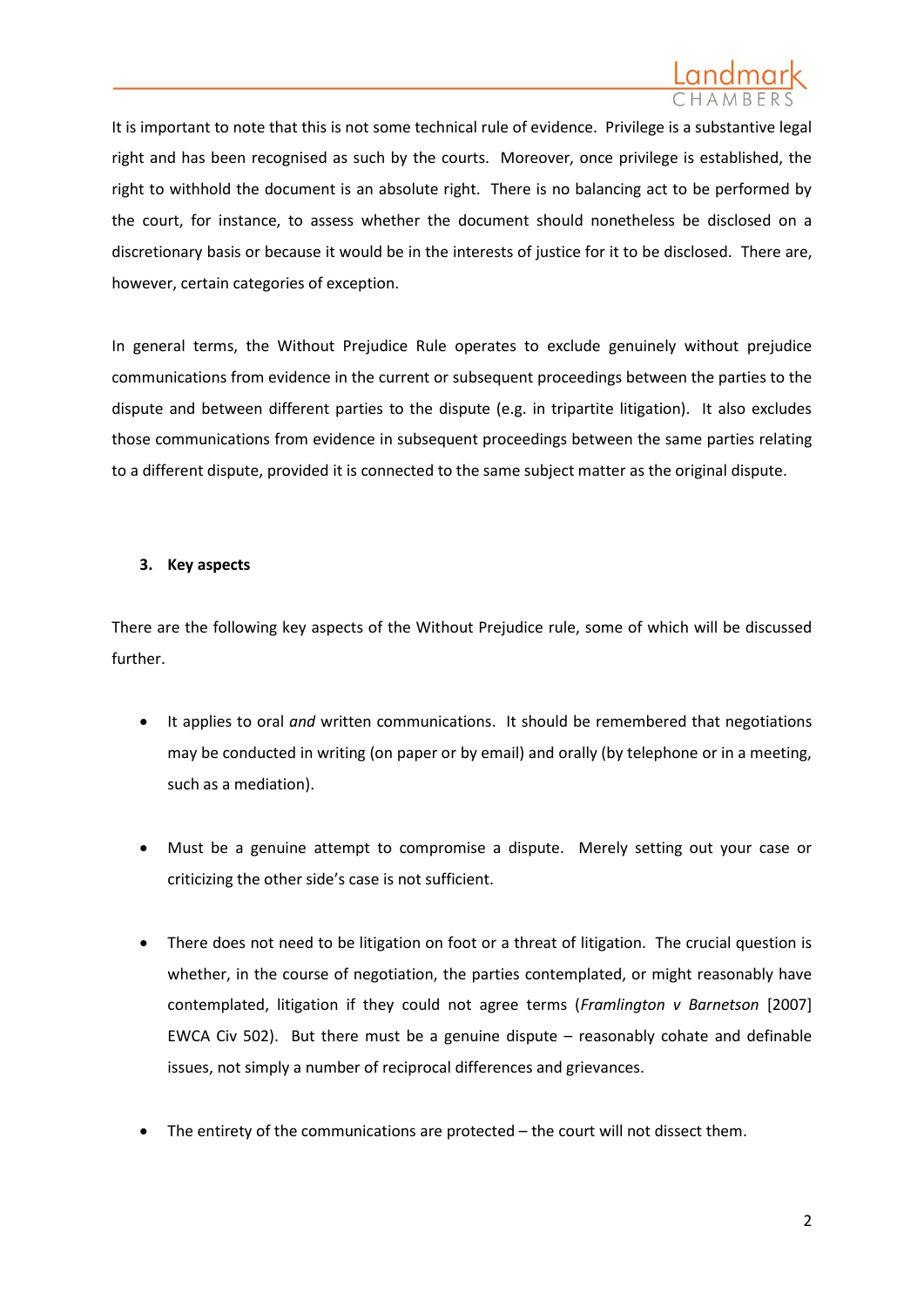It is important to note that this is not some technical rule of evidence. Privilege is a substantive legal right and has been recognised as such by the courts. Moreover, once privilege is established, the right to withhold the document is an absolute right. There is no balancing act to be performed by the court, for instance, to assess whether the document should nonetheless be disclosed on a discretionary basis or because it would be in the interests of justice for it to be disclosed. There are, however, certain categories of exception.

In general terms, the Without Prejudice Rule operates to exclude genuinely without prejudice communications from evidence in the current or subsequent proceedings between the parties to the dispute and between different parties to the dispute (e.g. in tripartite litigation). It also excludes those communications from evidence in subsequent proceedings between the same parties relating to a different dispute, provided it is connected to the same subject matter as the original dispute.

### 3. Key aspects

There are the following key aspects of the Without Prejudice rule, some of which will be discussed further.

- It applies to oral *and* written communications. It should be remembered that negotiations may be conducted in writing (on paper or by email) and orally (by telephone or in a meeting, such as a mediation).

- Must be a genuine attempt to compromise a dispute. Merely setting out your case or criticizing the other side's case is not sufficient.

- There does not need to be litigation on foot or a threat of litigation. The crucial question is whether, in the course of negotiation, the parties contemplated, or might reasonably have contemplated, litigation if they could not agree terms (*Framlington v Barnetson* [2007] EWCA Civ 502). But there must be a genuine dispute – reasonably cohate and definable issues, not simply a number of reciprocal differences and grievances.

- The entirety of the communications are protected – the court will not dissect them.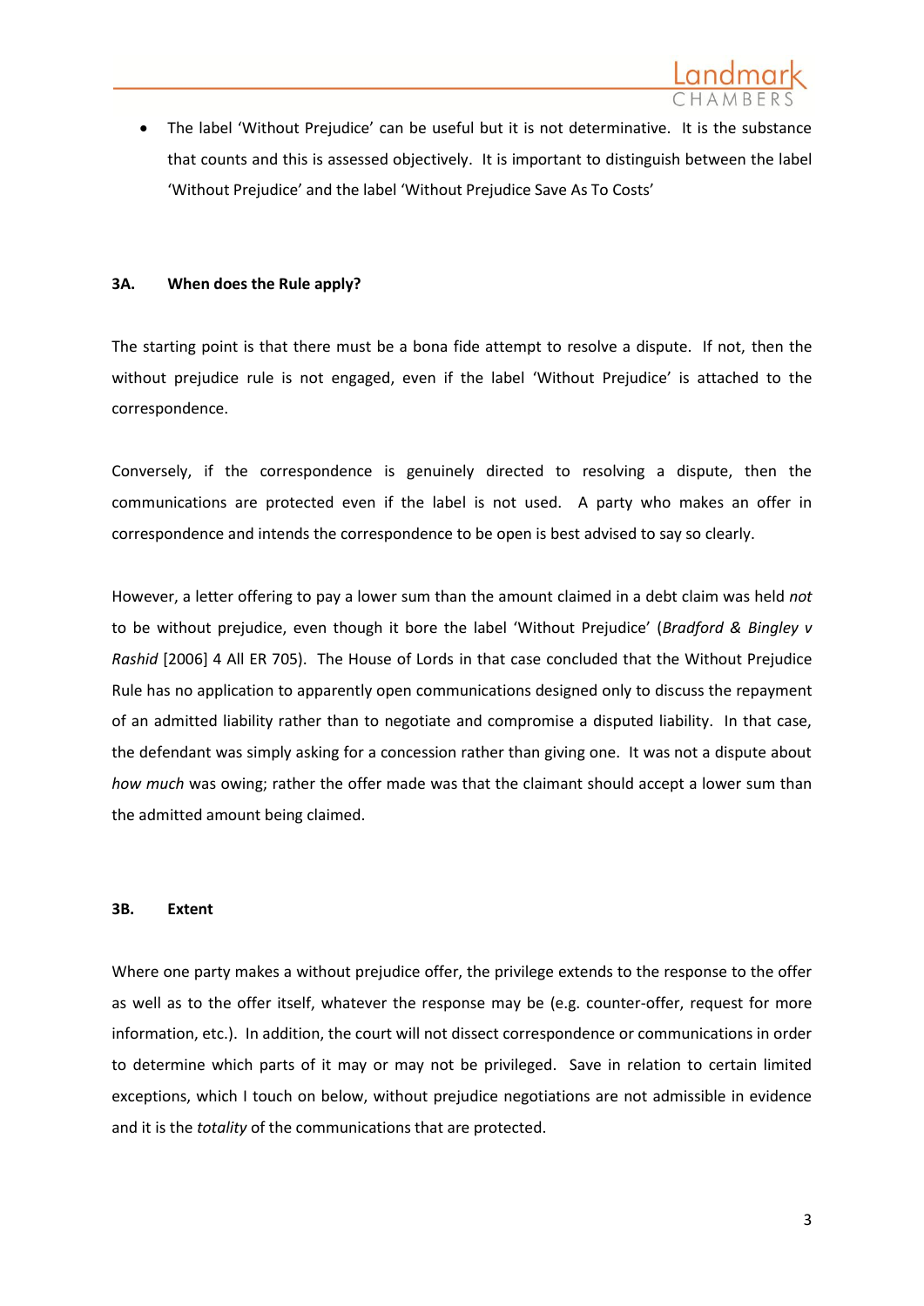- The label 'Without Prejudice' can be useful but it is not determinative. It is the substance that counts and this is assessed objectively. It is important to distinguish between the label 'Without Prejudice' and the label 'Without Prejudice Save As To Costs'

### 3A. When does the Rule apply?

The starting point is that there must be a bona fide attempt to resolve a dispute. If not, then the without prejudice rule is not engaged, even if the label 'Without Prejudice' is attached to the correspondence.

Conversely, if the correspondence is genuinely directed to resolving a dispute, then the communications are protected even if the label is not used. A party who makes an offer in correspondence and intends the correspondence to be open is best advised to say so clearly.

However, a letter offering to pay a lower sum than the amount claimed in a debt claim was held *not* to be without prejudice, even though it bore the label 'Without Prejudice' (*Bradford & Bingley v Rashid* [2006] 4 All ER 705). The House of Lords in that case concluded that the Without Prejudice Rule has no application to apparently open communications designed only to discuss the repayment of an admitted liability rather than to negotiate and compromise a disputed liability. In that case, the defendant was simply asking for a concession rather than giving one. It was not a dispute about *how much* was owing; rather the offer made was that the claimant should accept a lower sum than the admitted amount being claimed.

### 3B. Extent

Where one party makes a without prejudice offer, the privilege extends to the response to the offer as well as to the offer itself, whatever the response may be (e.g. counter-offer, request for more information, etc.). In addition, the court will not dissect correspondence or communications in order to determine which parts of it may or may not be privileged. Save in relation to certain limited exceptions, which I touch on below, without prejudice negotiations are not admissible in evidence and it is the *totality* of the communications that are protected.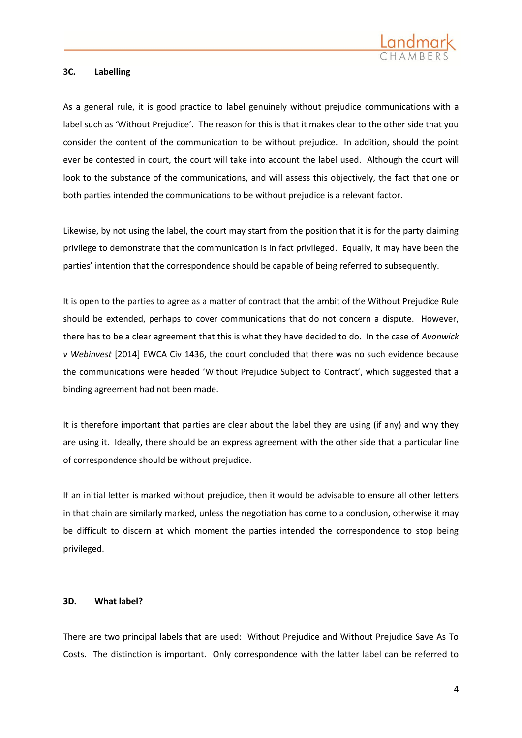### 3C. Labelling

As a general rule, it is good practice to label genuinely without prejudice communications with a label such as 'Without Prejudice'. The reason for this is that it makes clear to the other side that you consider the content of the communication to be without prejudice. In addition, should the point ever be contested in court, the court will take into account the label used. Although the court will look to the substance of the communications, and will assess this objectively, the fact that one or both parties intended the communications to be without prejudice is a relevant factor.

Likewise, by not using the label, the court may start from the position that it is for the party claiming privilege to demonstrate that the communication is in fact privileged. Equally, it may have been the parties' intention that the correspondence should be capable of being referred to subsequently.

It is open to the parties to agree as a matter of contract that the ambit of the Without Prejudice Rule should be extended, perhaps to cover communications that do not concern a dispute. However, there has to be a clear agreement that this is what they have decided to do. In the case of *Avonwick v Webinvest* [2014] EWCA Civ 1436, the court concluded that there was no such evidence because the communications were headed 'Without Prejudice Subject to Contract', which suggested that a binding agreement had not been made.

It is therefore important that parties are clear about the label they are using (if any) and why they are using it. Ideally, there should be an express agreement with the other side that a particular line of correspondence should be without prejudice.

If an initial letter is marked without prejudice, then it would be advisable to ensure all other letters in that chain are similarly marked, unless the negotiation has come to a conclusion, otherwise it may be difficult to discern at which moment the parties intended the correspondence to stop being privileged.

### 3D. What label?

There are two principal labels that are used: Without Prejudice and Without Prejudice Save As To Costs. The distinction is important. Only correspondence with the latter label can be referred to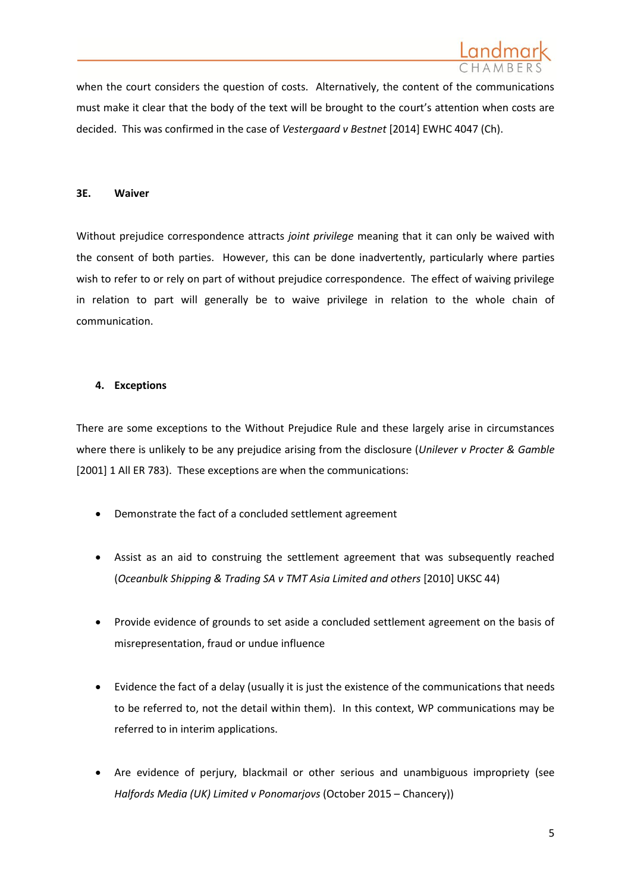when the court considers the question of costs. Alternatively, the content of the communications must make it clear that the body of the text will be brought to the court's attention when costs are decided. This was confirmed in the case of *Vestergaard v Bestnet* [2014] EWHC 4047 (Ch).

### 3E. Waiver

Without prejudice correspondence attracts *joint privilege* meaning that it can only be waived with the consent of both parties. However, this can be done inadvertently, particularly where parties wish to refer to or rely on part of without prejudice correspondence. The effect of waiving privilege in relation to part will generally be to waive privilege in relation to the whole chain of communication.

## 4. Exceptions

There are some exceptions to the Without Prejudice Rule and these largely arise in circumstances where there is unlikely to be any prejudice arising from the disclosure (*Unilever v Procter & Gamble* [2001] 1 All ER 783). These exceptions are when the communications:

- Demonstrate the fact of a concluded settlement agreement
- Assist as an aid to construing the settlement agreement that was subsequently reached (*Oceanbulk Shipping & Trading SA v TMT Asia Limited and others* [2010] UKSC 44)
- Provide evidence of grounds to set aside a concluded settlement agreement on the basis of misrepresentation, fraud or undue influence
- Evidence the fact of a delay (usually it is just the existence of the communications that needs to be referred to, not the detail within them). In this context, WP communications may be referred to in interim applications.
- Are evidence of perjury, blackmail or other serious and unambiguous impropriety (see *Halfords Media (UK) Limited v Ponomarjovs* (October 2015 – Chancery))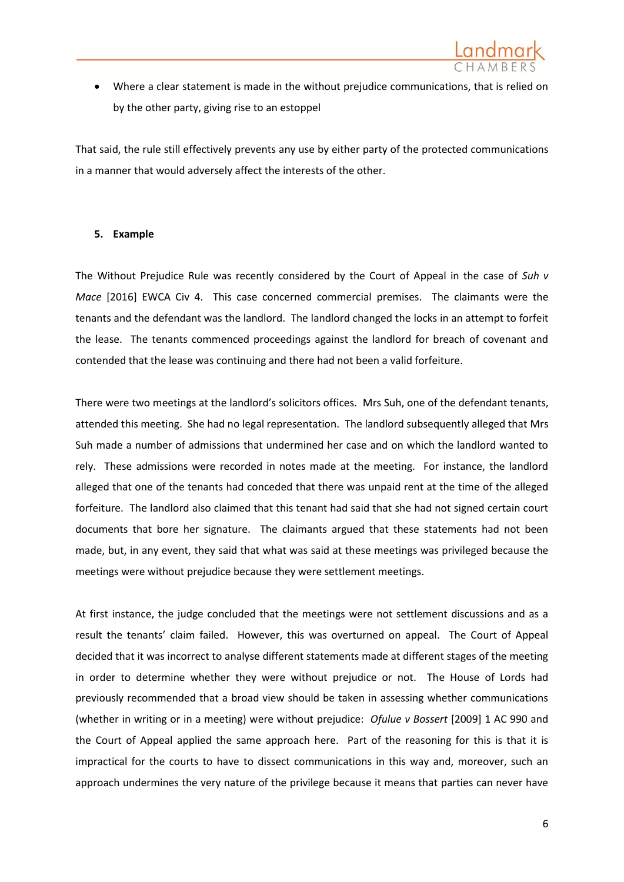- Where a clear statement is made in the without prejudice communications, that is relied on by the other party, giving rise to an estoppel

That said, the rule still effectively prevents any use by either party of the protected communications in a manner that would adversely affect the interests of the other.

## 5. Example

The Without Prejudice Rule was recently considered by the Court of Appeal in the case of *Suh v Mace* [2016] EWCA Civ 4. This case concerned commercial premises. The claimants were the tenants and the defendant was the landlord. The landlord changed the locks in an attempt to forfeit the lease. The tenants commenced proceedings against the landlord for breach of covenant and contended that the lease was continuing and there had not been a valid forfeiture.

There were two meetings at the landlord's solicitors offices. Mrs Suh, one of the defendant tenants, attended this meeting. She had no legal representation. The landlord subsequently alleged that Mrs Suh made a number of admissions that undermined her case and on which the landlord wanted to rely. These admissions were recorded in notes made at the meeting. For instance, the landlord alleged that one of the tenants had conceded that there was unpaid rent at the time of the alleged forfeiture. The landlord also claimed that this tenant had said that she had not signed certain court documents that bore her signature. The claimants argued that these statements had not been made, but, in any event, they said that what was said at these meetings was privileged because the meetings were without prejudice because they were settlement meetings.

At first instance, the judge concluded that the meetings were not settlement discussions and as a result the tenants' claim failed. However, this was overturned on appeal. The Court of Appeal decided that it was incorrect to analyse different statements made at different stages of the meeting in order to determine whether they were without prejudice or not. The House of Lords had previously recommended that a broad view should be taken in assessing whether communications (whether in writing or in a meeting) were without prejudice: *Ofulue v Bossert* [2009] 1 AC 990 and the Court of Appeal applied the same approach here. Part of the reasoning for this is that it is impractical for the courts to have to dissect communications in this way and, moreover, such an approach undermines the very nature of the privilege because it means that parties can never have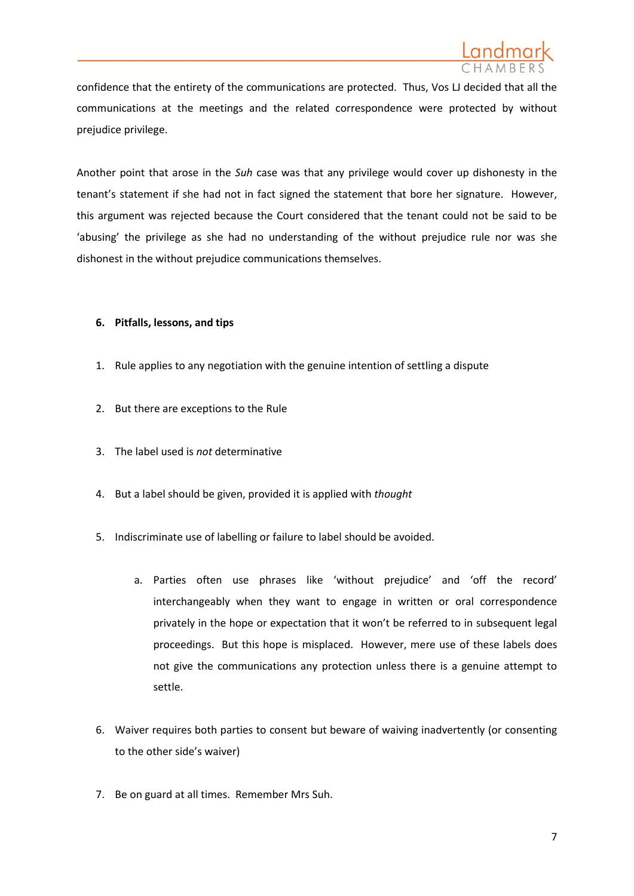confidence that the entirety of the communications are protected. Thus, Vos LJ decided that all the communications at the meetings and the related correspondence were protected by without prejudice privilege.

Another point that arose in the *Suh* case was that any privilege would cover up dishonesty in the tenant's statement if she had not in fact signed the statement that bore her signature. However, this argument was rejected because the Court considered that the tenant could not be said to be 'abusing' the privilege as she had no understanding of the without prejudice rule nor was she dishonest in the without prejudice communications themselves.

## 6. Pitfalls, lessons, and tips

1. Rule applies to any negotiation with the genuine intention of settling a dispute

2. But there are exceptions to the Rule

3. The label used is *not* determinative

4. But a label should be given, provided it is applied with *thought*

5. Indiscriminate use of labelling or failure to label should be avoided.

    a. Parties often use phrases like 'without prejudice' and 'off the record' interchangeably when they want to engage in written or oral correspondence privately in the hope or expectation that it won't be referred to in subsequent legal proceedings. But this hope is misplaced. However, mere use of these labels does not give the communications any protection unless there is a genuine attempt to settle.

6. Waiver requires both parties to consent but beware of waiving inadvertently (or consenting to the other side's waiver)

7. Be on guard at all times. Remember Mrs Suh.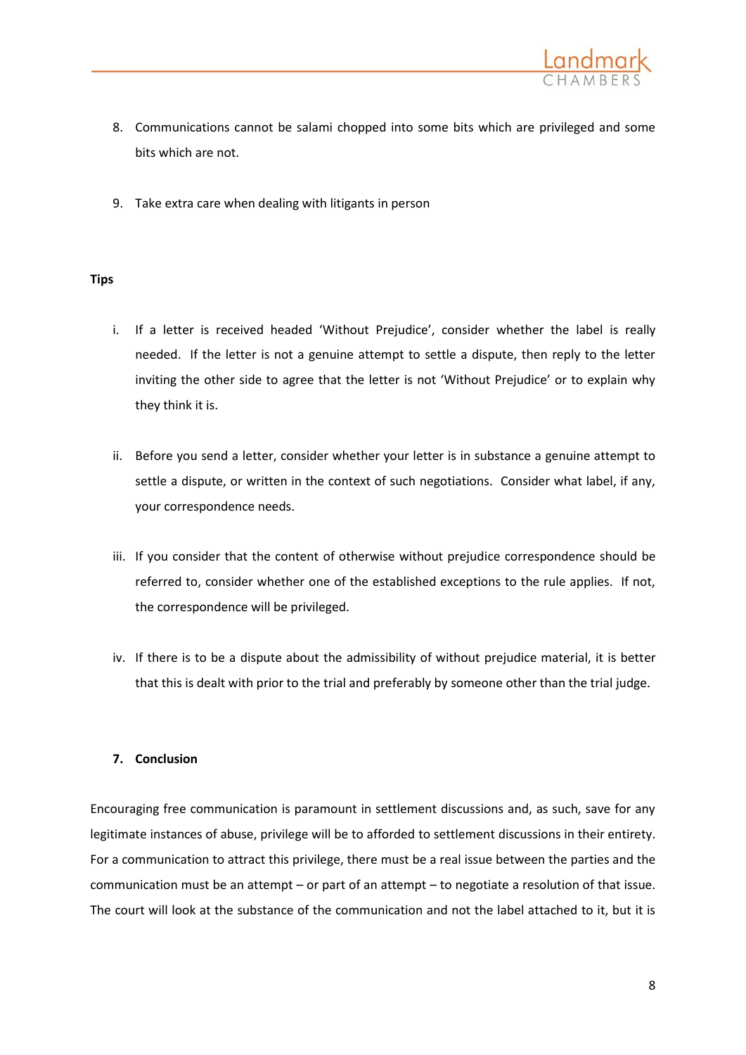8. Communications cannot be salami chopped into some bits which are privileged and some bits which are not.

9. Take extra care when dealing with litigants in person

**Tips**

i. If a letter is received headed 'Without Prejudice', consider whether the label is really needed. If the letter is not a genuine attempt to settle a dispute, then reply to the letter inviting the other side to agree that the letter is not 'Without Prejudice' or to explain why they think it is.

ii. Before you send a letter, consider whether your letter is in substance a genuine attempt to settle a dispute, or written in the context of such negotiations. Consider what label, if any, your correspondence needs.

iii. If you consider that the content of otherwise without prejudice correspondence should be referred to, consider whether one of the established exceptions to the rule applies. If not, the correspondence will be privileged.

iv. If there is to be a dispute about the admissibility of without prejudice material, it is better that this is dealt with prior to the trial and preferably by someone other than the trial judge.

## 7. Conclusion

Encouraging free communication is paramount in settlement discussions and, as such, save for any legitimate instances of abuse, privilege will be to afforded to settlement discussions in their entirety. For a communication to attract this privilege, there must be a real issue between the parties and the communication must be an attempt – or part of an attempt – to negotiate a resolution of that issue. The court will look at the substance of the communication and not the label attached to it, but it is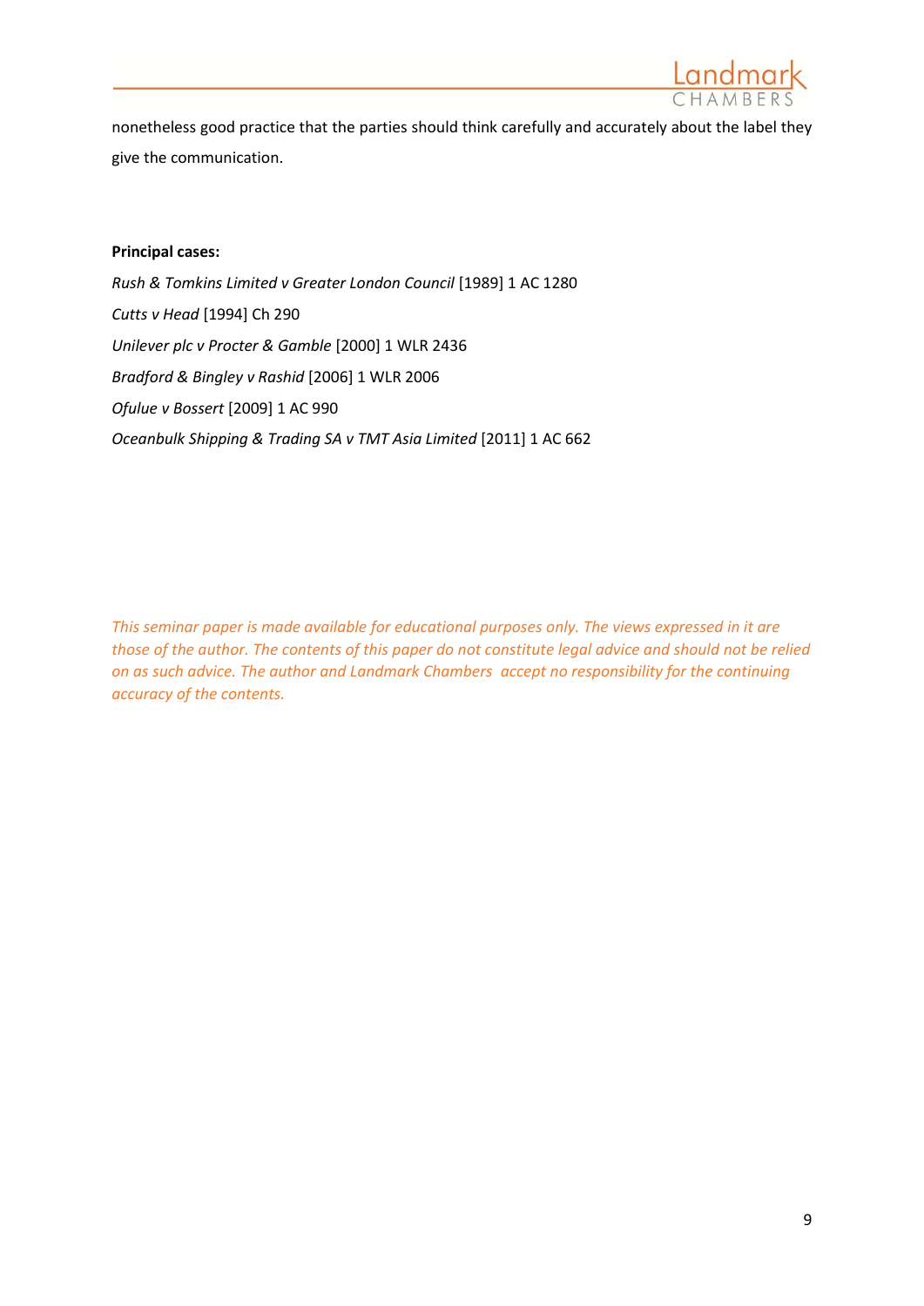nonetheless good practice that the parties should think carefully and accurately about the label they give the communication.

**Principal cases:**

*Rush & Tomkins Limited v Greater London Council* [1989] 1 AC 1280

*Cutts v Head* [1994] Ch 290

*Unilever plc v Procter & Gamble* [2000] 1 WLR 2436

*Bradford & Bingley v Rashid* [2006] 1 WLR 2006

*Ofulue v Bossert* [2009] 1 AC 990

*Oceanbulk Shipping & Trading SA v TMT Asia Limited* [2011] 1 AC 662

*This seminar paper is made available for educational purposes only. The views expressed in it are those of the author. The contents of this paper do not constitute legal advice and should not be relied on as such advice. The author and Landmark Chambers accept no responsibility for the continuing accuracy of the contents.*